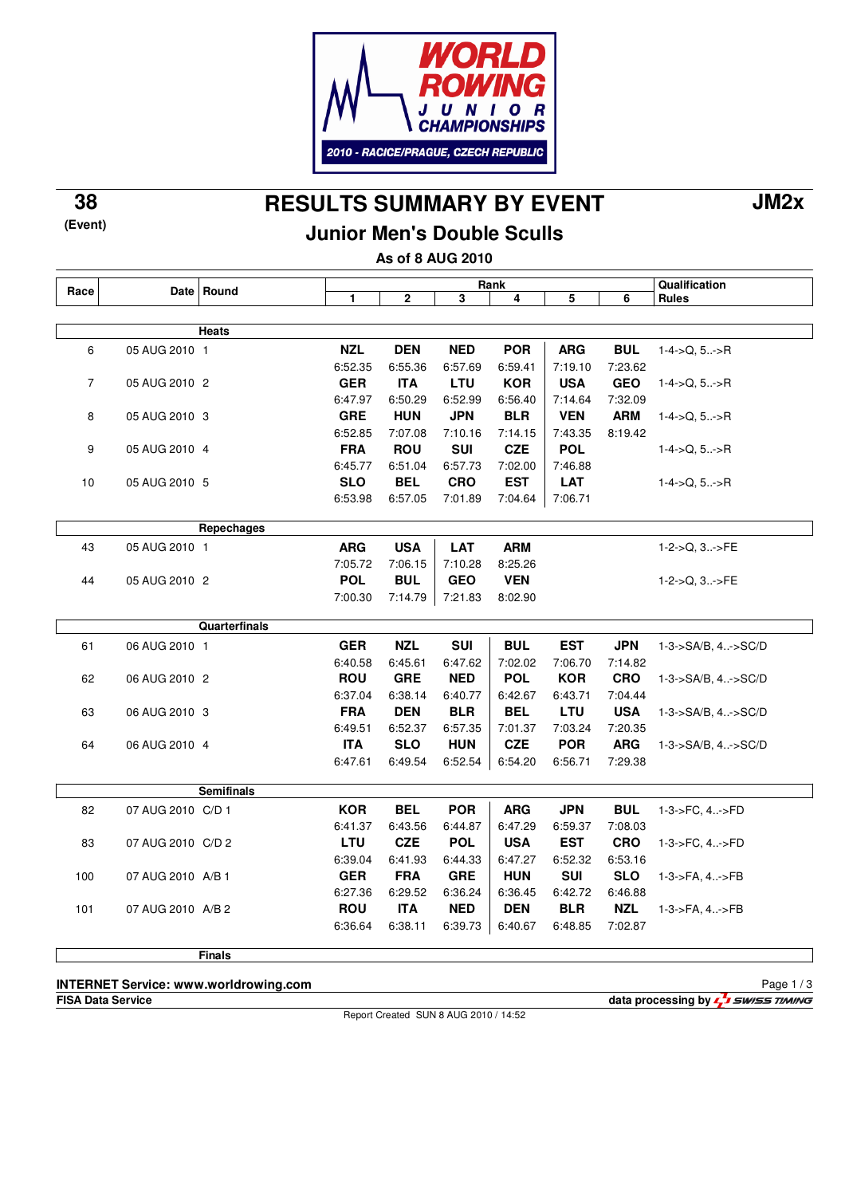WORLD ROWING JUNIOR CHAMPIONSHIPS
2010 - RACICE/PRAGUE, CZECH REPUBLIC

38
(Event)

# RESULTS SUMMARY BY EVENT

**JM2x**

## Junior Men's Double Sculls

**As of 8 AUG 2010**

| Race | Date | Round | Rank 1 | 2 | 3 | 4 | 5 | 6 | Qualification Rules |
|---|---|---|---|---|---|---|---|---|---|
| | | **Heats** | | | | | | | |
| 6 | 05 AUG 2010 | 1 | **NZL** 6:52.35 | **DEN** 6:55.36 | **NED** 6:57.69 | **POR** 6:59.41 | **ARG** 7:19.10 | **BUL** 7:23.62 | 1-4->Q, 5..->R |
| 7 | 05 AUG 2010 | 2 | **GER** 6:47.97 | **ITA** 6:50.29 | **LTU** 6:52.99 | **KOR** 6:56.40 | **USA** 7:14.64 | **GEO** 7:32.09 | 1-4->Q, 5..->R |
| 8 | 05 AUG 2010 | 3 | **GRE** 6:52.85 | **HUN** 7:07.08 | **JPN** 7:10.16 | **BLR** 7:14.15 | **VEN** 7:43.35 | **ARM** 8:19.42 | 1-4->Q, 5..->R |
| 9 | 05 AUG 2010 | 4 | **FRA** 6:45.77 | **ROU** 6:51.04 | **SUI** 6:57.73 | **CZE** 7:02.00 | **POL** 7:46.88 | | 1-4->Q, 5..->R |
| 10 | 05 AUG 2010 | 5 | **SLO** 6:53.98 | **BEL** 6:57.05 | **CRO** 7:01.89 | **EST** 7:04.64 | **LAT** 7:06.71 | | 1-4->Q, 5..->R |
| | | **Repechages** | | | | | | | |
| 43 | 05 AUG 2010 | 1 | **ARG** 7:05.72 | **USA** 7:06.15 | **LAT** 7:10.28 | **ARM** 8:25.26 | | | 1-2->Q, 3..->FE |
| 44 | 05 AUG 2010 | 2 | **POL** 7:00.30 | **BUL** 7:14.79 | **GEO** 7:21.83 | **VEN** 8:02.90 | | | 1-2->Q, 3..->FE |
| | | **Quarterfinals** | | | | | | | |
| 61 | 06 AUG 2010 | 1 | **GER** 6:40.58 | **NZL** 6:45.61 | **SUI** 6:47.62 | **BUL** 7:02.02 | **EST** 7:06.70 | **JPN** 7:14.82 | 1-3->SA/B, 4..->SC/D |
| 62 | 06 AUG 2010 | 2 | **ROU** 6:37.04 | **GRE** 6:38.14 | **NED** 6:40.77 | **POL** 6:42.67 | **KOR** 6:43.71 | **CRO** 7:04.44 | 1-3->SA/B, 4..->SC/D |
| 63 | 06 AUG 2010 | 3 | **FRA** 6:49.51 | **DEN** 6:52.37 | **BLR** 6:57.35 | **BEL** 7:01.37 | **LTU** 7:03.24 | **USA** 7:20.35 | 1-3->SA/B, 4..->SC/D |
| 64 | 06 AUG 2010 | 4 | **ITA** 6:47.61 | **SLO** 6:49.54 | **HUN** 6:52.54 | **CZE** 6:54.20 | **POR** 6:56.71 | **ARG** 7:29.38 | 1-3->SA/B, 4..->SC/D |
| | | **Semifinals** | | | | | | | |
| 82 | 07 AUG 2010 | C/D 1 | **KOR** 6:41.37 | **BEL** 6:43.56 | **POR** 6:44.87 | **ARG** 6:47.29 | **JPN** 6:59.37 | **BUL** 7:08.03 | 1-3->FC, 4..->FD |
| 83 | 07 AUG 2010 | C/D 2 | **LTU** 6:39.04 | **CZE** 6:41.93 | **POL** 6:44.33 | **USA** 6:47.27 | **EST** 6:52.32 | **CRO** 6:53.16 | 1-3->FC, 4..->FD |
| 100 | 07 AUG 2010 | A/B 1 | **GER** 6:27.36 | **FRA** 6:29.52 | **GRE** 6:36.24 | **HUN** 6:36.45 | **SUI** 6:42.72 | **SLO** 6:46.88 | 1-3->FA, 4..->FB |
| 101 | 07 AUG 2010 | A/B 2 | **ROU** 6:36.64 | **ITA** 6:38.11 | **NED** 6:39.73 | **DEN** 6:40.67 | **BLR** 6:48.85 | **NZL** 7:02.87 | 1-3->FA, 4..->FB |
| | | **Finals** | | | | | | | |

**INTERNET Service: www.worldrowing.com**
**FISA Data Service**
data processing by SWISS TIMING
Report Created SUN 8 AUG 2010 / 14:52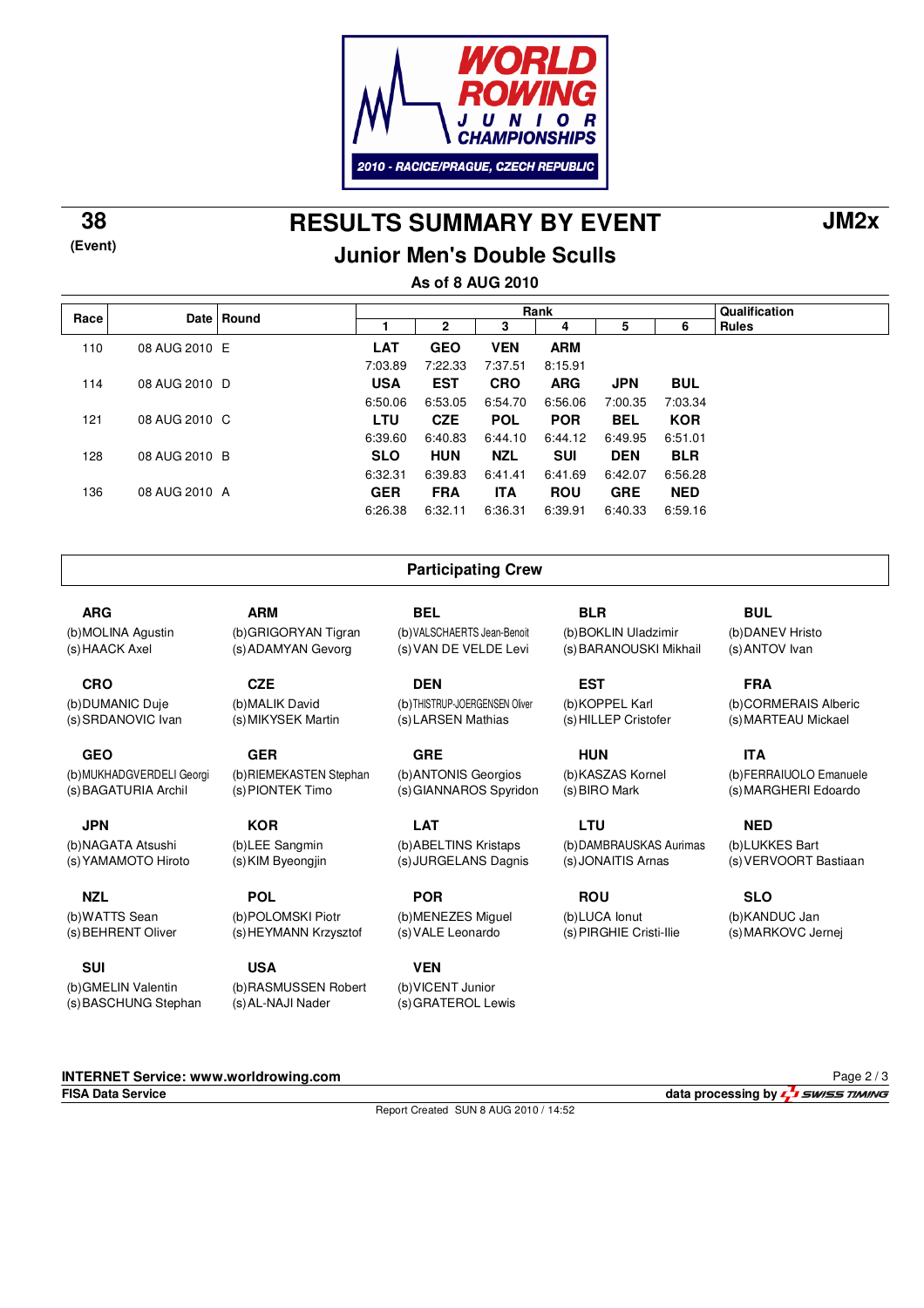WORLD ROWING JUNIOR CHAMPIONSHIPS

2010 - RACICE/PRAGUE, CZECH REPUBLIC

**38**
**(Event)**

# RESULTS SUMMARY BY EVENT

**JM2x**

## Junior Men's Double Sculls

**As of 8 AUG 2010**

| Race | Date | Round | Rank 1 | Rank 2 | Rank 3 | Rank 4 | Rank 5 | Rank 6 | Qualification Rules |
|---|---|---|---|---|---|---|---|---|---|
| 110 | 08 AUG 2010 | E | **LAT** 7:03.89 | **GEO** 7:22.33 | **VEN** 7:37.51 | **ARM** 8:15.91 | | | |
| 114 | 08 AUG 2010 | D | **USA** 6:50.06 | **EST** 6:53.05 | **CRO** 6:54.70 | **ARG** 6:56.06 | **JPN** 7:00.35 | **BUL** 7:03.34 | |
| 121 | 08 AUG 2010 | C | **LTU** 6:39.60 | **CZE** 6:40.83 | **POL** 6:44.10 | **POR** 6:44.12 | **BEL** 6:49.95 | **KOR** 6:51.01 | |
| 128 | 08 AUG 2010 | B | **SLO** 6:32.31 | **HUN** 6:39.83 | **NZL** 6:41.41 | **SUI** 6:41.69 | **DEN** 6:42.07 | **BLR** 6:56.28 | |
| 136 | 08 AUG 2010 | A | **GER** 6:26.38 | **FRA** 6:32.11 | **ITA** 6:36.31 | **ROU** 6:39.91 | **GRE** 6:40.33 | **NED** 6:59.16 | |

### Participating Crew

**ARG**
(b) MOLINA Agustin
(s) HAACK Axel

**ARM**
(b) GRIGORYAN Tigran
(s) ADAMYAN Gevorg

**BEL**
(b) VALSCHAERTS Jean-Benoit
(s) VAN DE VELDE Levi

**BLR**
(b) BOKLIN Uladzimir
(s) BARANOUSKI Mikhail

**BUL**
(b) DANEV Hristo
(s) ANTOV Ivan

**CRO**
(b) DUMANIC Duje
(s) SRDANOVIC Ivan

**CZE**
(b) MALIK David
(s) MIKYSEK Martin

**DEN**
(b) THISTRUP-JOERGENSEN Oliver
(s) LARSEN Mathias

**EST**
(b) KOPPEL Karl
(s) HILLEP Cristofer

**FRA**
(b) CORMERAIS Alberic
(s) MARTEAU Mickael

**GEO**
(b) MUKHADGVERDELI Georgi
(s) BAGATURIA Archil

**GER**
(b) RIEMEKASTEN Stephan
(s) PIONTEK Timo

**GRE**
(b) ANTONIS Georgios
(s) GIANNAROS Spyridon

**HUN**
(b) KASZAS Kornel
(s) BIRO Mark

**ITA**
(b) FERRAIUOLO Emanuele
(s) MARGHERI Edoardo

**JPN**
(b) NAGATA Atsushi
(s) YAMAMOTO Hiroto

**KOR**
(b) LEE Sangmin
(s) KIM Byeongjin

**LAT**
(b) ABELTINS Kristaps
(s) JURGELANS Dagnis

**LTU**
(b) DAMBRAUSKAS Aurimas
(s) JONAITIS Arnas

**NED**
(b) LUKKES Bart
(s) VERVOORT Bastiaan

**NZL**
(b) WATTS Sean
(s) BEHRENT Oliver

**POL**
(b) POLOMSKI Piotr
(s) HEYMANN Krzysztof

**POR**
(b) MENEZES Miguel
(s) VALE Leonardo

**ROU**
(b) LUCA Ionut
(s) PIRGHIE Cristi-Ilie

**SLO**
(b) KANDUC Jan
(s) MARKOVC Jernej

**SUI**
(b) GMELIN Valentin
(s) BASCHUNG Stephan

**USA**
(b) RASMUSSEN Robert
(s) AL-NAJI Nader

**VEN**
(b) VICENT Junior
(s) GRATEROL Lewis

**INTERNET Service: www.worldrowing.com**
**FISA Data Service**
**data processing by SWISS TIMING**
Report Created SUN 8 AUG 2010 / 14:52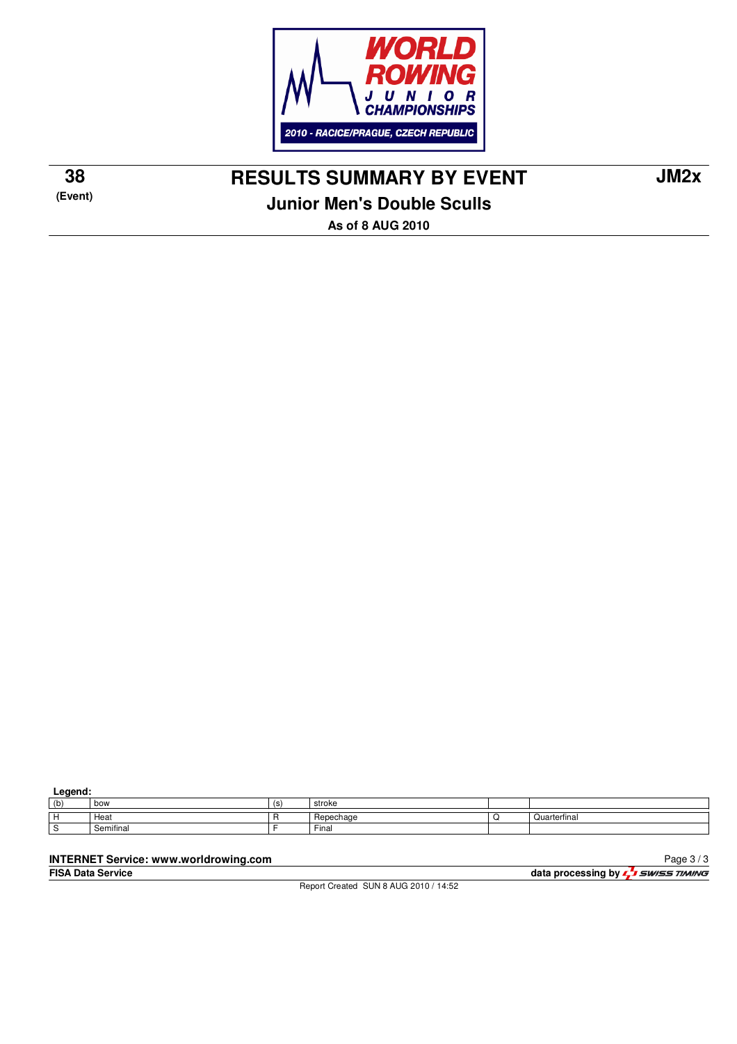# RESULTS SUMMARY BY EVENT

**38 (Event)**

**JM2x**

## Junior Men's Double Sculls

**As of 8 AUG 2010**

**Legend:**

| | | | | | |
|---|---|---|---|---|---|
| (b) | bow | (s) | stroke | | |
| H | Heat | R | Repechage | Q | Quarterfinal |
| S | Semifinal | F | Final | | |

**INTERNET Service: www.worldrowing.com**

**FISA Data Service**

**data processing by SWISS TIMING**

Report Created SUN 8 AUG 2010 / 14:52